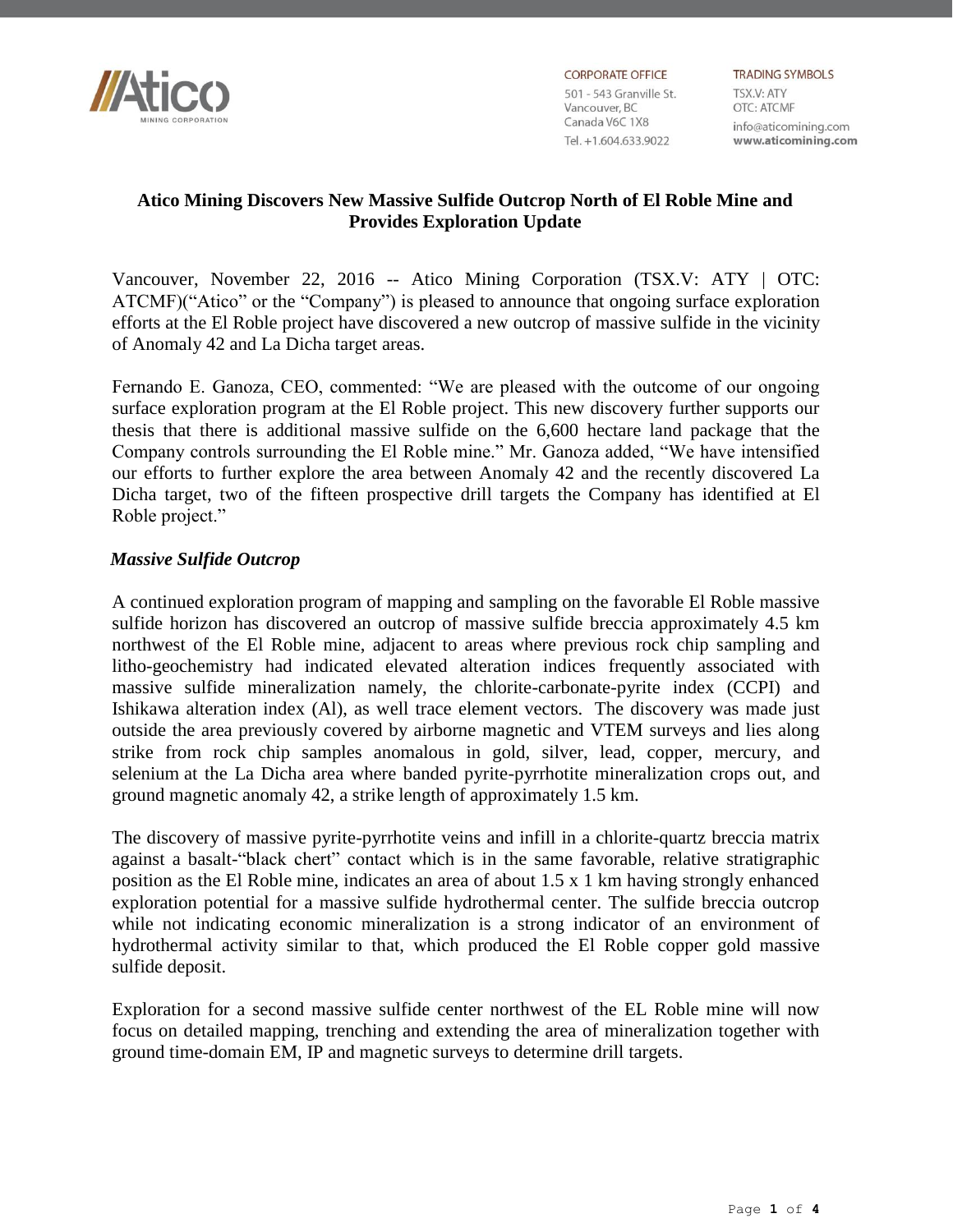Atico Mining Corporation

CORPORATE OFFICE
501 - 543 Granville St.
Vancouver, BC
Canada V6C 1X8
Tel. +1.604.633.9022

TRADING SYMBOLS
TSX.V: ATY
OTC: ATCMF
info@aticomining.com
www.aticomining.com

# Atico Mining Discovers New Massive Sulfide Outcrop North of El Roble Mine and Provides Exploration Update

Vancouver, November 22, 2016 -- Atico Mining Corporation (TSX.V: ATY | OTC: ATCMF)("Atico" or the "Company") is pleased to announce that ongoing surface exploration efforts at the El Roble project have discovered a new outcrop of massive sulfide in the vicinity of Anomaly 42 and La Dicha target areas.

Fernando E. Ganoza, CEO, commented: "We are pleased with the outcome of our ongoing surface exploration program at the El Roble project. This new discovery further supports our thesis that there is additional massive sulfide on the 6,600 hectare land package that the Company controls surrounding the El Roble mine." Mr. Ganoza added, "We have intensified our efforts to further explore the area between Anomaly 42 and the recently discovered La Dicha target, two of the fifteen prospective drill targets the Company has identified at El Roble project."

### *Massive Sulfide Outcrop*

A continued exploration program of mapping and sampling on the favorable El Roble massive sulfide horizon has discovered an outcrop of massive sulfide breccia approximately 4.5 km northwest of the El Roble mine, adjacent to areas where previous rock chip sampling and litho-geochemistry had indicated elevated alteration indices frequently associated with massive sulfide mineralization namely, the chlorite-carbonate-pyrite index (CCPI) and Ishikawa alteration index (Al), as well trace element vectors. The discovery was made just outside the area previously covered by airborne magnetic and VTEM surveys and lies along strike from rock chip samples anomalous in gold, silver, lead, copper, mercury, and selenium at the La Dicha area where banded pyrite-pyrrhotite mineralization crops out, and ground magnetic anomaly 42, a strike length of approximately 1.5 km.

The discovery of massive pyrite-pyrrhotite veins and infill in a chlorite-quartz breccia matrix against a basalt-"black chert" contact which is in the same favorable, relative stratigraphic position as the El Roble mine, indicates an area of about 1.5 x 1 km having strongly enhanced exploration potential for a massive sulfide hydrothermal center. The sulfide breccia outcrop while not indicating economic mineralization is a strong indicator of an environment of hydrothermal activity similar to that, which produced the El Roble copper gold massive sulfide deposit.

Exploration for a second massive sulfide center northwest of the EL Roble mine will now focus on detailed mapping, trenching and extending the area of mineralization together with ground time-domain EM, IP and magnetic surveys to determine drill targets.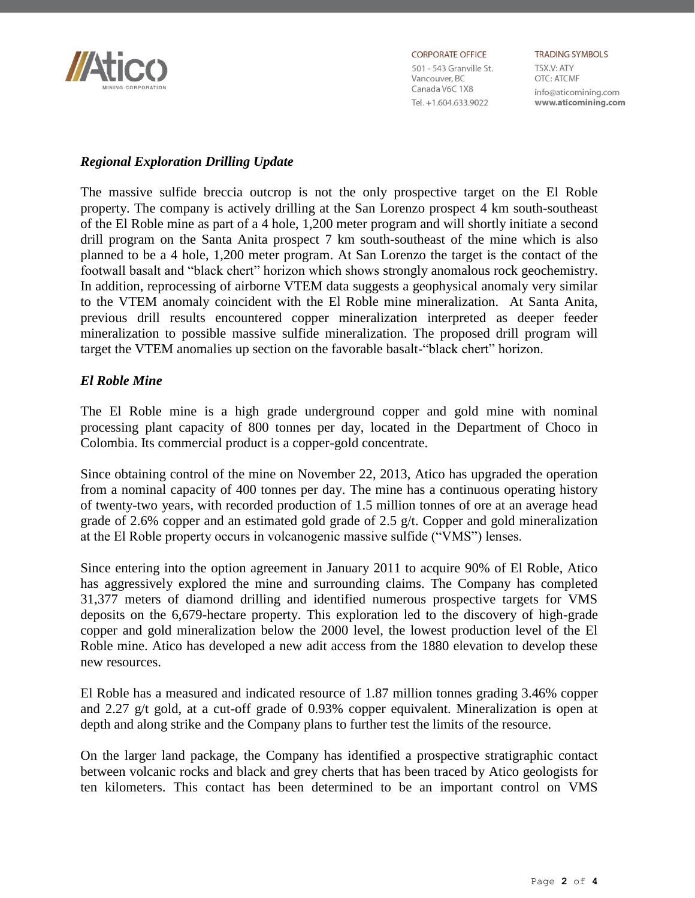### *Regional Exploration Drilling Update*

The massive sulfide breccia outcrop is not the only prospective target on the El Roble property. The company is actively drilling at the San Lorenzo prospect 4 km south-southeast of the El Roble mine as part of a 4 hole, 1,200 meter program and will shortly initiate a second drill program on the Santa Anita prospect 7 km south-southeast of the mine which is also planned to be a 4 hole, 1,200 meter program. At San Lorenzo the target is the contact of the footwall basalt and "black chert" horizon which shows strongly anomalous rock geochemistry. In addition, reprocessing of airborne VTEM data suggests a geophysical anomaly very similar to the VTEM anomaly coincident with the El Roble mine mineralization. At Santa Anita, previous drill results encountered copper mineralization interpreted as deeper feeder mineralization to possible massive sulfide mineralization. The proposed drill program will target the VTEM anomalies up section on the favorable basalt-"black chert" horizon.

### *El Roble Mine*

The El Roble mine is a high grade underground copper and gold mine with nominal processing plant capacity of 800 tonnes per day, located in the Department of Choco in Colombia. Its commercial product is a copper-gold concentrate.

Since obtaining control of the mine on November 22, 2013, Atico has upgraded the operation from a nominal capacity of 400 tonnes per day. The mine has a continuous operating history of twenty-two years, with recorded production of 1.5 million tonnes of ore at an average head grade of 2.6% copper and an estimated gold grade of 2.5 g/t. Copper and gold mineralization at the El Roble property occurs in volcanogenic massive sulfide ("VMS") lenses.

Since entering into the option agreement in January 2011 to acquire 90% of El Roble, Atico has aggressively explored the mine and surrounding claims. The Company has completed 31,377 meters of diamond drilling and identified numerous prospective targets for VMS deposits on the 6,679-hectare property. This exploration led to the discovery of high-grade copper and gold mineralization below the 2000 level, the lowest production level of the El Roble mine. Atico has developed a new adit access from the 1880 elevation to develop these new resources.

El Roble has a measured and indicated resource of 1.87 million tonnes grading 3.46% copper and 2.27 g/t gold, at a cut-off grade of 0.93% copper equivalent. Mineralization is open at depth and along strike and the Company plans to further test the limits of the resource.

On the larger land package, the Company has identified a prospective stratigraphic contact between volcanic rocks and black and grey cherts that has been traced by Atico geologists for ten kilometers. This contact has been determined to be an important control on VMS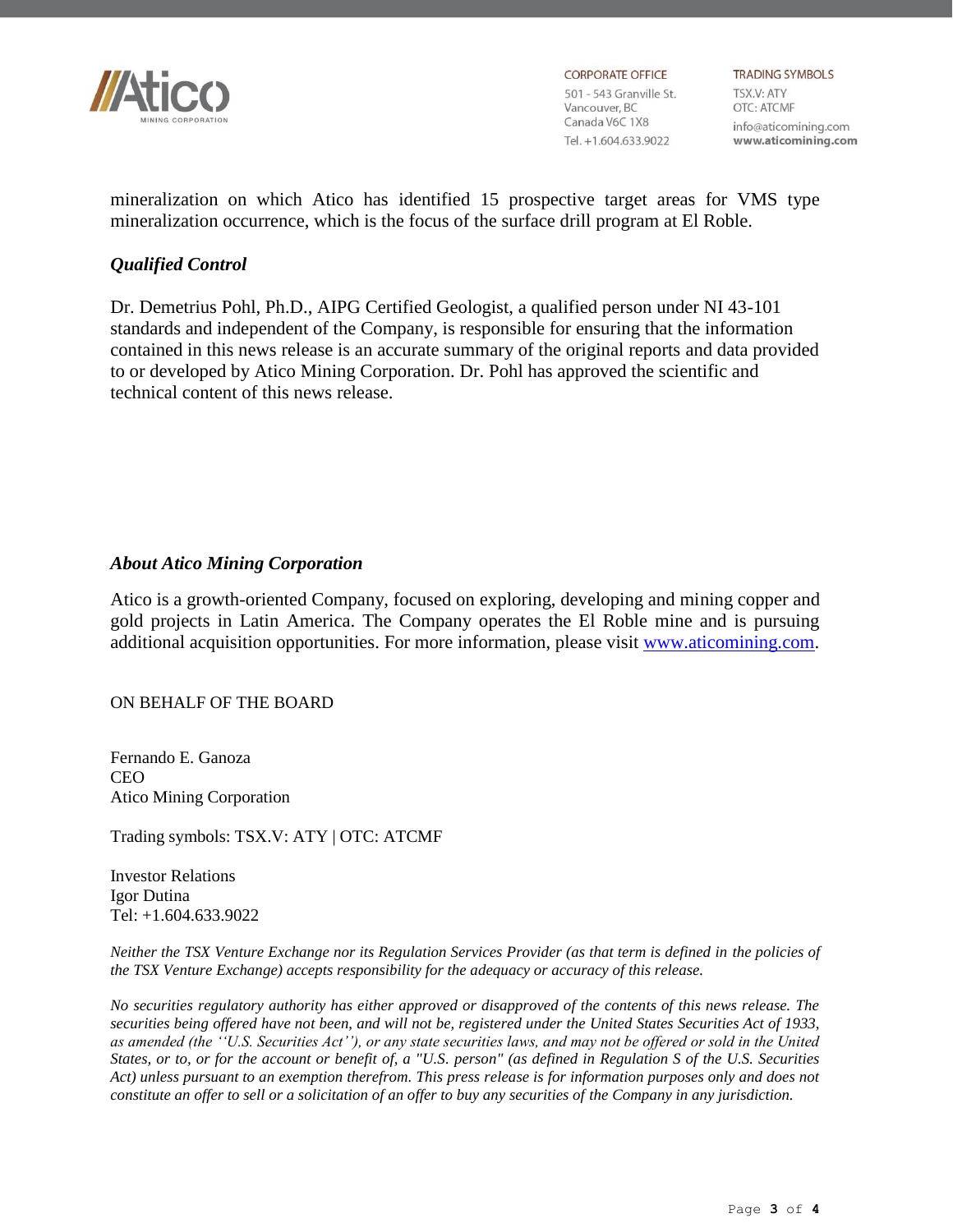mineralization on which Atico has identified 15 prospective target areas for VMS type mineralization occurrence, which is the focus of the surface drill program at El Roble.

***Qualified Control***

Dr. Demetrius Pohl, Ph.D., AIPG Certified Geologist, a qualified person under NI 43-101 standards and independent of the Company, is responsible for ensuring that the information contained in this news release is an accurate summary of the original reports and data provided to or developed by Atico Mining Corporation. Dr. Pohl has approved the scientific and technical content of this news release.

***About Atico Mining Corporation***

Atico is a growth-oriented Company, focused on exploring, developing and mining copper and gold projects in Latin America. The Company operates the El Roble mine and is pursuing additional acquisition opportunities. For more information, please visit [www.aticomining.com](http://www.aticomining.com).

ON BEHALF OF THE BOARD

Fernando E. Ganoza
CEO
Atico Mining Corporation

Trading symbols: TSX.V: ATY | OTC: ATCMF

Investor Relations
Igor Dutina
Tel: +1.604.633.9022

*Neither the TSX Venture Exchange nor its Regulation Services Provider (as that term is defined in the policies of the TSX Venture Exchange) accepts responsibility for the adequacy or accuracy of this release.*

*No securities regulatory authority has either approved or disapproved of the contents of this news release. The securities being offered have not been, and will not be, registered under the United States Securities Act of 1933, as amended (the ''U.S. Securities Act''), or any state securities laws, and may not be offered or sold in the United States, or to, or for the account or benefit of, a "U.S. person" (as defined in Regulation S of the U.S. Securities Act) unless pursuant to an exemption therefrom. This press release is for information purposes only and does not constitute an offer to sell or a solicitation of an offer to buy any securities of the Company in any jurisdiction.*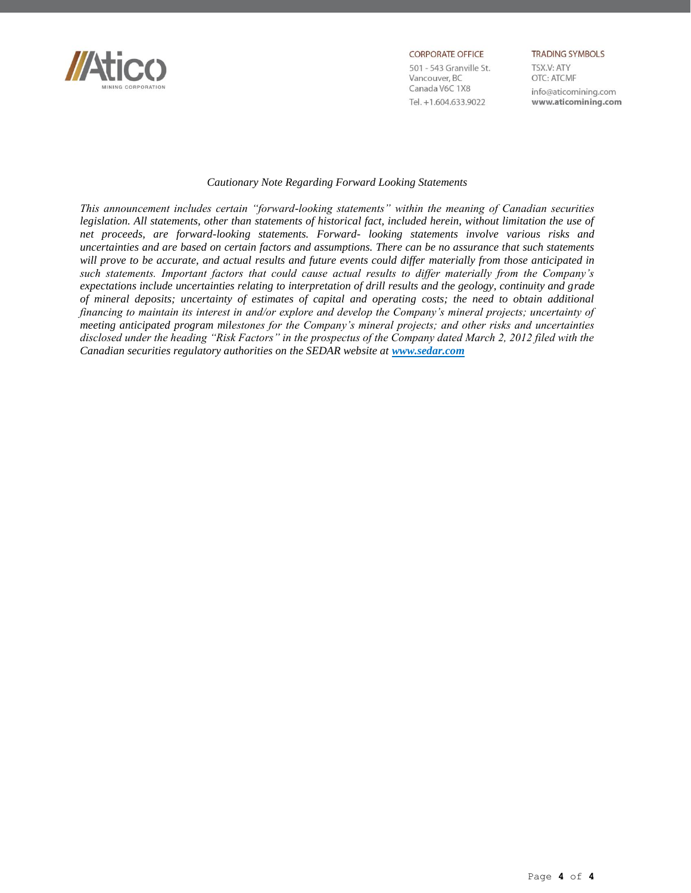*Cautionary Note Regarding Forward Looking Statements*

*This announcement includes certain "forward-looking statements" within the meaning of Canadian securities legislation. All statements, other than statements of historical fact, included herein, without limitation the use of net proceeds, are forward-looking statements. Forward- looking statements involve various risks and uncertainties and are based on certain factors and assumptions. There can be no assurance that such statements will prove to be accurate, and actual results and future events could differ materially from those anticipated in such statements. Important factors that could cause actual results to differ materially from the Company's expectations include uncertainties relating to interpretation of drill results and the geology, continuity and grade of mineral deposits; uncertainty of estimates of capital and operating costs; the need to obtain additional financing to maintain its interest in and/or explore and develop the Company's mineral projects; uncertainty of meeting anticipated program milestones for the Company's mineral projects; and other risks and uncertainties disclosed under the heading "Risk Factors" in the prospectus of the Company dated March 2, 2012 filed with the Canadian securities regulatory authorities on the SEDAR website at* ***www.sedar.com***